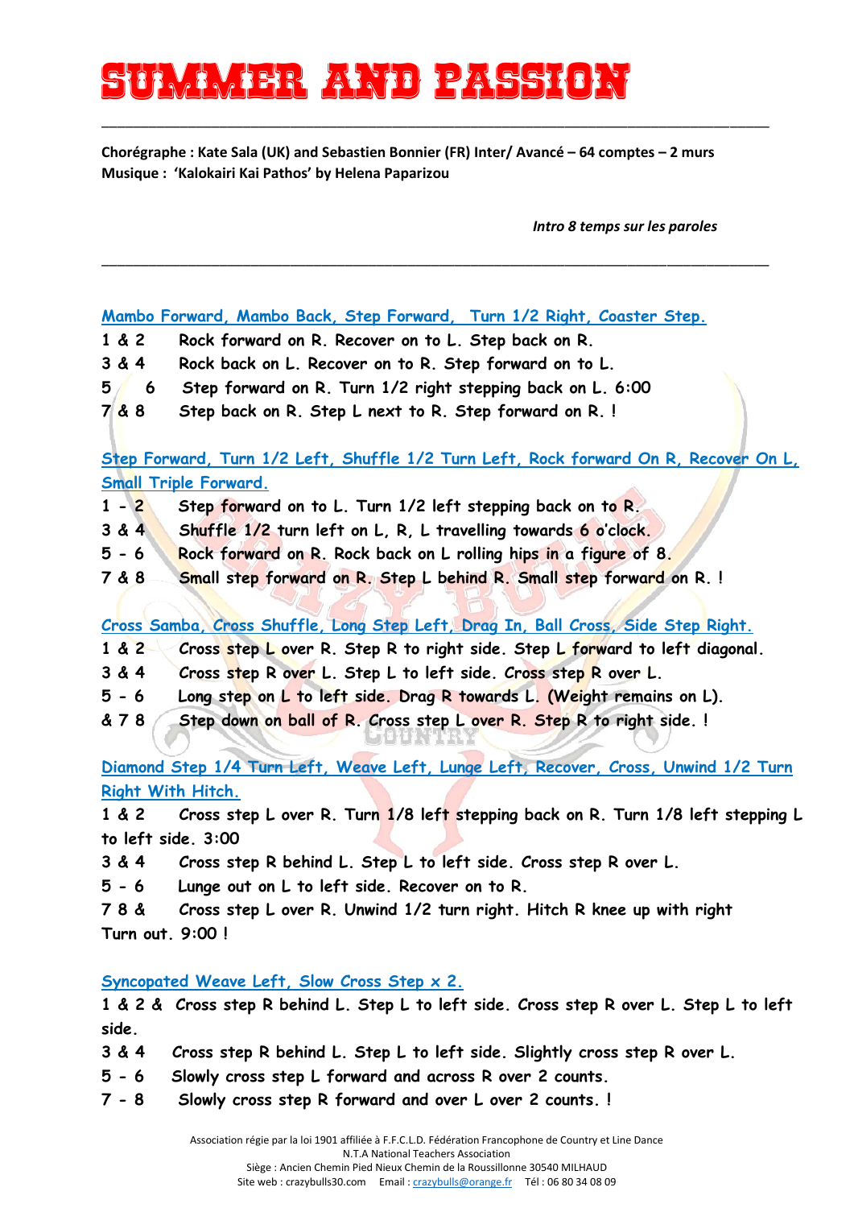# SUMMER AND PASSION

---

**Chorégraphe : Kate Sala (UK) and Sebastien Bonnier (FR) Inter/ Avancé – 64 comptes – 2 murs**
**Musique : 'Kalokairi Kai Pathos' by Helena Paparizou**

*Intro 8 temps sur les paroles*

---

Mambo Forward, Mambo Back, Step Forward, Turn 1/2 Right, Coaster Step.

1 & 2 Rock forward on R. Recover on to L. Step back on R.
3 & 4 Rock back on L. Recover on to R. Step forward on to L.
5 6 Step forward on R. Turn 1/2 right stepping back on L. 6:00
7 & 8 Step back on R. Step L next to R. Step forward on R. !

Step Forward, Turn 1/2 Left, Shuffle 1/2 Turn Left, Rock forward On R, Recover On L, Small Triple Forward.

1 - 2 Step forward on to L. Turn 1/2 left stepping back on to R.
3 & 4 Shuffle 1/2 turn left on L, R, L travelling towards 6 o'clock.
5 - 6 Rock forward on R. Rock back on L rolling hips in a figure of 8.
7 & 8 Small step forward on R. Step L behind R. Small step forward on R. !

Cross Samba, Cross Shuffle, Long Step Left, Drag In, Ball Cross, Side Step Right.

1 & 2 Cross step L over R. Step R to right side. Step L forward to left diagonal.
3 & 4 Cross step R over L. Step L to left side. Cross step R over L.
5 - 6 Long step on L to left side. Drag R towards L. (Weight remains on L).
& 7 8 Step down on ball of R. Cross step L over R. Step R to right side. !

Diamond Step 1/4 Turn Left, Weave Left, Lunge Left, Recover, Cross, Unwind 1/2 Turn Right With Hitch.

1 & 2 Cross step L over R. Turn 1/8 left stepping back on R. Turn 1/8 left stepping L to left side. 3:00
3 & 4 Cross step R behind L. Step L to left side. Cross step R over L.
5 - 6 Lunge out on L to left side. Recover on to R.
7 8 & Cross step L over R. Unwind 1/2 turn right. Hitch R knee up with right Turn out. 9:00 !

Syncopated Weave Left, Slow Cross Step x 2.

1 & 2 & Cross step R behind L. Step L to left side. Cross step R over L. Step L to left side.
3 & 4 Cross step R behind L. Step L to left side. Slightly cross step R over L.
5 - 6 Slowly cross step L forward and across R over 2 counts.
7 - 8 Slowly cross step R forward and over L over 2 counts. !

Association régie par la loi 1901 affiliée à F.F.C.L.D. Fédération Francophone de Country et Line Dance
N.T.A National Teachers Association
Siège : Ancien Chemin Pied Nieux Chemin de la Roussillonne 30540 MILHAUD
Site web : crazybulls30.com Email : crazybulls@orange.fr Tél : 06 80 34 08 09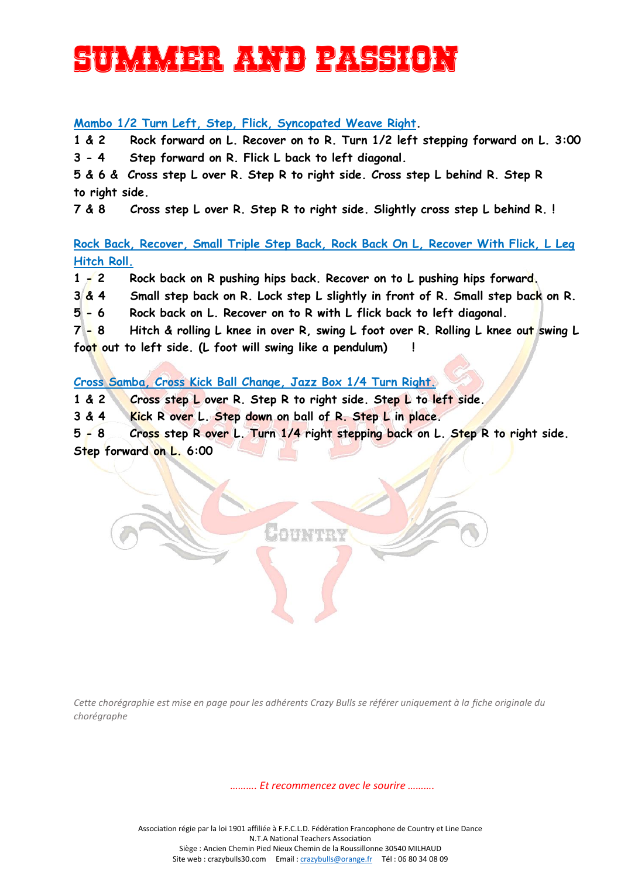# SUMMER AND PASSION

Mambo 1/2 Turn Left, Step, Flick, Syncopated Weave Right.

1 & 2 Rock forward on L. Recover on to R. Turn 1/2 left stepping forward on L. 3:00

3 - 4 Step forward on R. Flick L back to left diagonal.

5 & 6 & Cross step L over R. Step R to right side. Cross step L behind R. Step R to right side.

7 & 8 Cross step L over R. Step R to right side. Slightly cross step L behind R. !

Rock Back, Recover, Small Triple Step Back, Rock Back On L, Recover With Flick, L Leg Hitch Roll.

1 - 2 Rock back on R pushing hips back. Recover on to L pushing hips forward.

3 & 4 Small step back on R. Lock step L slightly in front of R. Small step back on R.

5 - 6 Rock back on L. Recover on to R with L flick back to left diagonal.

7 - 8 Hitch & rolling L knee in over R, swing L foot over R. Rolling L knee out swing L foot out to left side. (L foot will swing like a pendulum) !

Cross Samba, Cross Kick Ball Change, Jazz Box 1/4 Turn Right.

1 & 2 Cross step L over R. Step R to right side. Step L to left side.

3 & 4 Kick R over L. Step down on ball of R. Step L in place.

5 - 8 Cross step R over L. Turn 1/4 right stepping back on L. Step R to right side. Step forward on L. 6:00

*Cette chorégraphie est mise en page pour les adhérents Crazy Bulls se référer uniquement à la fiche originale du chorégraphe*

*………. Et recommencez avec le sourire ……….*

Association régie par la loi 1901 affiliée à F.F.C.L.D. Fédération Francophone de Country et Line Dance
N.T.A National Teachers Association
Siège : Ancien Chemin Pied Nieux Chemin de la Roussillonne 30540 MILHAUD
Site web : crazybulls30.com Email : crazybulls@orange.fr Tél : 06 80 34 08 09